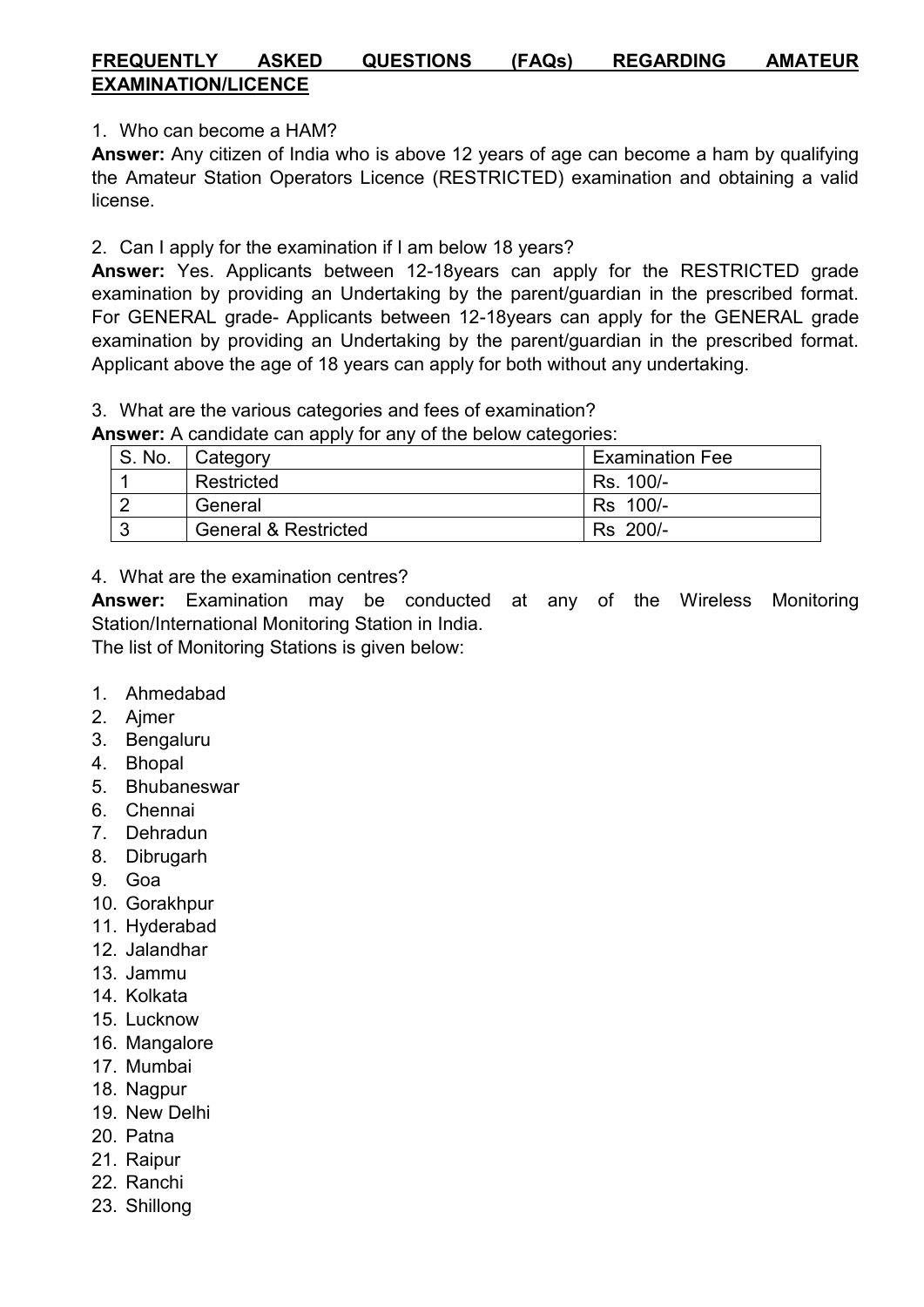**FREQUENTLY ASKED QUESTIONS (FAQs) REGARDING AMATEUR EXAMINATION/LICENCE**

1. Who can become a HAM?

**Answer:** Any citizen of India who is above 12 years of age can become a ham by qualifying the Amateur Station Operators Licence (RESTRICTED) examination and obtaining a valid license.

2. Can I apply for the examination if I am below 18 years?

**Answer:** Yes. Applicants between 12-18years can apply for the RESTRICTED grade examination by providing an Undertaking by the parent/guardian in the prescribed format. For GENERAL grade- Applicants between 12-18years can apply for the GENERAL grade examination by providing an Undertaking by the parent/guardian in the prescribed format. Applicant above the age of 18 years can apply for both without any undertaking.

3. What are the various categories and fees of examination?

**Answer:** A candidate can apply for any of the below categories:

| S. No. | Category | Examination Fee |
|---|---|---|
| 1 | Restricted | Rs. 100/- |
| 2 | General | Rs 100/- |
| 3 | General & Restricted | Rs 200/- |

4. What are the examination centres?

**Answer:** Examination may be conducted at any of the Wireless Monitoring Station/International Monitoring Station in India.

The list of Monitoring Stations is given below:

1. Ahmedabad
2. Ajmer
3. Bengaluru
4. Bhopal
5. Bhubaneswar
6. Chennai
7. Dehradun
8. Dibrugarh
9. Goa
10. Gorakhpur
11. Hyderabad
12. Jalandhar
13. Jammu
14. Kolkata
15. Lucknow
16. Mangalore
17. Mumbai
18. Nagpur
19. New Delhi
20. Patna
21. Raipur
22. Ranchi
23. Shillong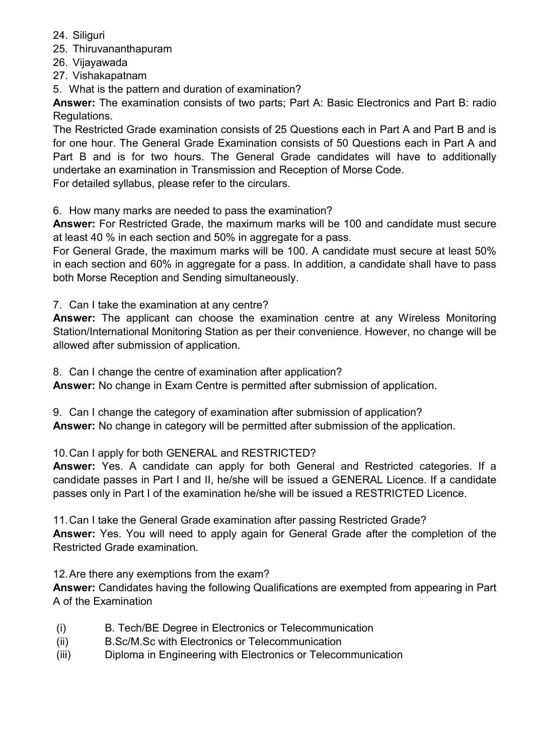24. Siliguri
25. Thiruvananthapuram
26. Vijayawada
27. Vishakapatnam

5. What is the pattern and duration of examination?

**Answer:** The examination consists of two parts; Part A: Basic Electronics and Part B: radio Regulations.

The Restricted Grade examination consists of 25 Questions each in Part A and Part B and is for one hour. The General Grade Examination consists of 50 Questions each in Part A and Part B and is for two hours. The General Grade candidates will have to additionally undertake an examination in Transmission and Reception of Morse Code.

For detailed syllabus, please refer to the circulars.

6. How many marks are needed to pass the examination?

**Answer:** For Restricted Grade, the maximum marks will be 100 and candidate must secure at least 40 % in each section and 50% in aggregate for a pass.

For General Grade, the maximum marks will be 100. A candidate must secure at least 50% in each section and 60% in aggregate for a pass. In addition, a candidate shall have to pass both Morse Reception and Sending simultaneously.

7. Can I take the examination at any centre?

**Answer:** The applicant can choose the examination centre at any Wireless Monitoring Station/International Monitoring Station as per their convenience. However, no change will be allowed after submission of application.

8. Can I change the centre of examination after application?

**Answer:** No change in Exam Centre is permitted after submission of application.

9. Can I change the category of examination after submission of application?

**Answer:** No change in category will be permitted after submission of the application.

10. Can I apply for both GENERAL and RESTRICTED?

**Answer:** Yes. A candidate can apply for both General and Restricted categories. If a candidate passes in Part I and II, he/she will be issued a GENERAL Licence. If a candidate passes only in Part I of the examination he/she will be issued a RESTRICTED Licence.

11. Can I take the General Grade examination after passing Restricted Grade?

**Answer:** Yes. You will need to apply again for General Grade after the completion of the Restricted Grade examination.

12. Are there any exemptions from the exam?

**Answer:** Candidates having the following Qualifications are exempted from appearing in Part A of the Examination

(i) B. Tech/BE Degree in Electronics or Telecommunication
(ii) B.Sc/M.Sc with Electronics or Telecommunication
(iii) Diploma in Engineering with Electronics or Telecommunication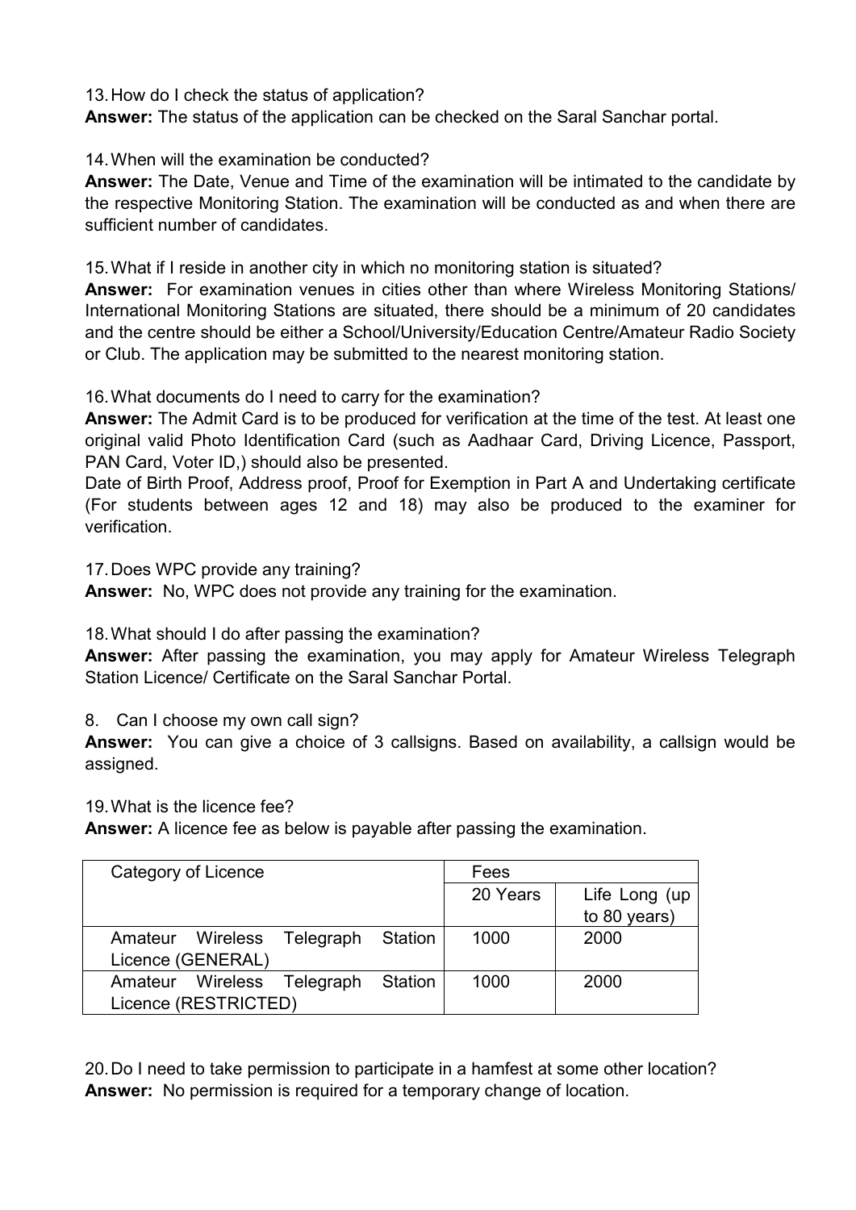13. How do I check the status of application?

**Answer:** The status of the application can be checked on the Saral Sanchar portal.

14. When will the examination be conducted?

**Answer:** The Date, Venue and Time of the examination will be intimated to the candidate by the respective Monitoring Station. The examination will be conducted as and when there are sufficient number of candidates.

15. What if I reside in another city in which no monitoring station is situated?

**Answer:** For examination venues in cities other than where Wireless Monitoring Stations/ International Monitoring Stations are situated, there should be a minimum of 20 candidates and the centre should be either a School/University/Education Centre/Amateur Radio Society or Club. The application may be submitted to the nearest monitoring station.

16. What documents do I need to carry for the examination?

**Answer:** The Admit Card is to be produced for verification at the time of the test. At least one original valid Photo Identification Card (such as Aadhaar Card, Driving Licence, Passport, PAN Card, Voter ID,) should also be presented.

Date of Birth Proof, Address proof, Proof for Exemption in Part A and Undertaking certificate (For students between ages 12 and 18) may also be produced to the examiner for verification.

17. Does WPC provide any training?

**Answer:** No, WPC does not provide any training for the examination.

18. What should I do after passing the examination?

**Answer:** After passing the examination, you may apply for Amateur Wireless Telegraph Station Licence/ Certificate on the Saral Sanchar Portal.

8. Can I choose my own call sign?

**Answer:** You can give a choice of 3 callsigns. Based on availability, a callsign would be assigned.

19. What is the licence fee?

**Answer:** A licence fee as below is payable after passing the examination.

| Category of Licence | Fees | |
|---|---|---|
| | 20 Years | Life Long (up to 80 years) |
| Amateur Wireless Telegraph Station Licence (GENERAL) | 1000 | 2000 |
| Amateur Wireless Telegraph Station Licence (RESTRICTED) | 1000 | 2000 |

20. Do I need to take permission to participate in a hamfest at some other location?

**Answer:** No permission is required for a temporary change of location.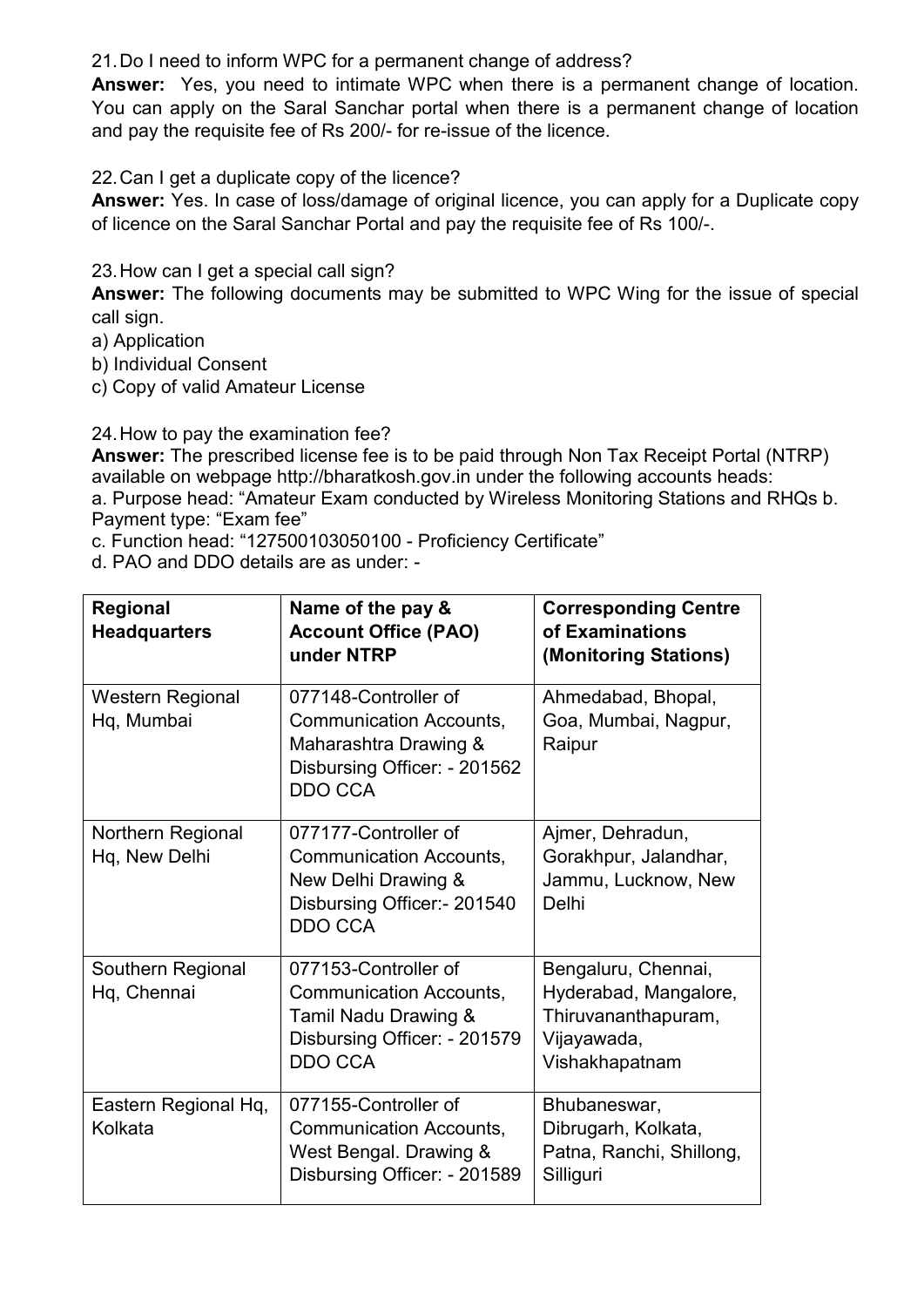21. Do I need to inform WPC for a permanent change of address?

**Answer:** Yes, you need to intimate WPC when there is a permanent change of location. You can apply on the Saral Sanchar portal when there is a permanent change of location and pay the requisite fee of Rs 200/- for re-issue of the licence.

22. Can I get a duplicate copy of the licence?

**Answer:** Yes. In case of loss/damage of original licence, you can apply for a Duplicate copy of licence on the Saral Sanchar Portal and pay the requisite fee of Rs 100/-.

23. How can I get a special call sign?

**Answer:** The following documents may be submitted to WPC Wing for the issue of special call sign.

a) Application
b) Individual Consent
c) Copy of valid Amateur License

24. How to pay the examination fee?

**Answer:** The prescribed license fee is to be paid through Non Tax Receipt Portal (NTRP) available on webpage http://bharatkosh.gov.in under the following accounts heads:
a. Purpose head: "Amateur Exam conducted by Wireless Monitoring Stations and RHQs b. Payment type: "Exam fee"
c. Function head: "127500103050100 - Proficiency Certificate"
d. PAO and DDO details are as under: -

| **Regional Headquarters** | **Name of the pay & Account Office (PAO) under NTRP** | **Corresponding Centre of Examinations (Monitoring Stations)** |
|---|---|---|
| Western Regional Hq, Mumbai | 077148-Controller of Communication Accounts, Maharashtra Drawing & Disbursing Officer: - 201562 DDO CCA | Ahmedabad, Bhopal, Goa, Mumbai, Nagpur, Raipur |
| Northern Regional Hq, New Delhi | 077177-Controller of Communication Accounts, New Delhi Drawing & Disbursing Officer:- 201540 DDO CCA | Ajmer, Dehradun, Gorakhpur, Jalandhar, Jammu, Lucknow, New Delhi |
| Southern Regional Hq, Chennai | 077153-Controller of Communication Accounts, Tamil Nadu Drawing & Disbursing Officer: - 201579 DDO CCA | Bengaluru, Chennai, Hyderabad, Mangalore, Thiruvananthapuram, Vijayawada, Vishakhapatnam |
| Eastern Regional Hq, Kolkata | 077155-Controller of Communication Accounts, West Bengal. Drawing & Disbursing Officer: - 201589 | Bhubaneswar, Dibrugarh, Kolkata, Patna, Ranchi, Shillong, Silliguri |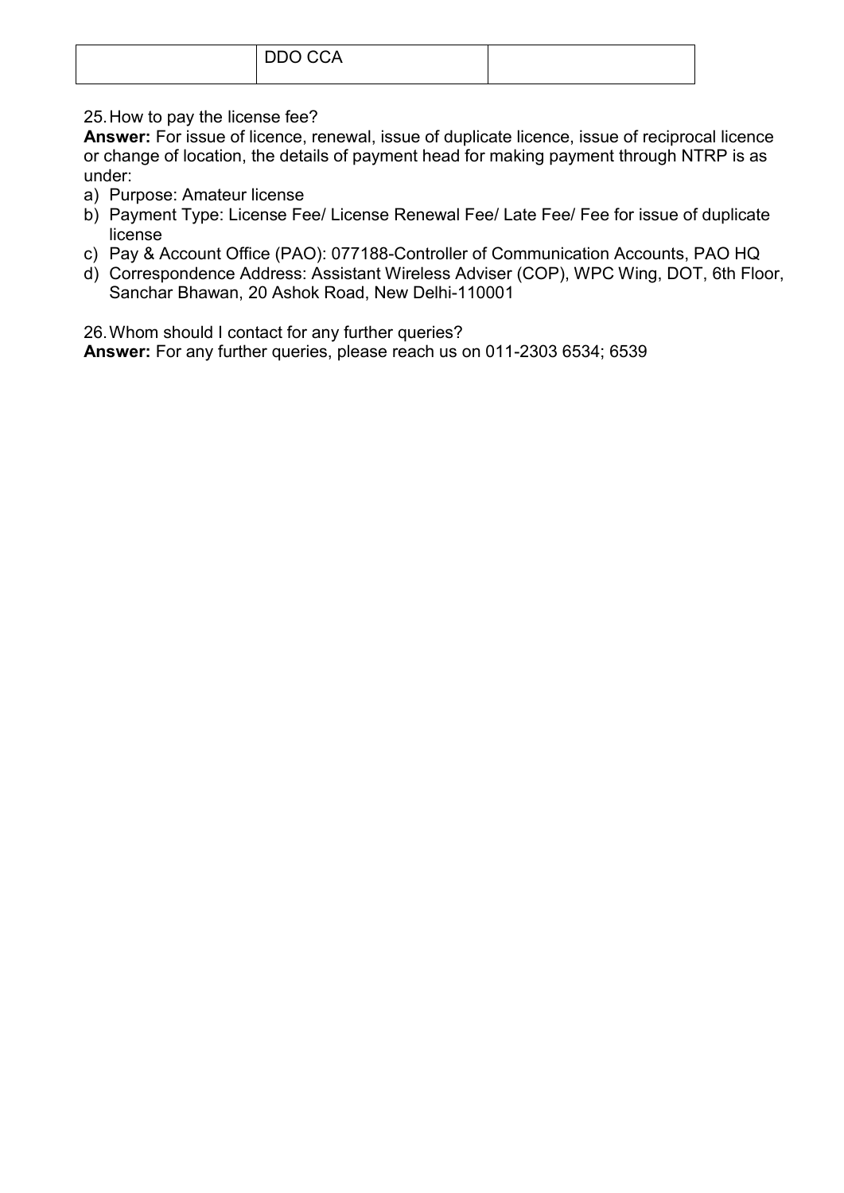| | | |
|---|---|---|
| | DDO CCA | |

25. How to pay the license fee?

**Answer:** For issue of licence, renewal, issue of duplicate licence, issue of reciprocal licence or change of location, the details of payment head for making payment through NTRP is as under:

a) Purpose: Amateur license
b) Payment Type: License Fee/ License Renewal Fee/ Late Fee/ Fee for issue of duplicate license
c) Pay & Account Office (PAO): 077188-Controller of Communication Accounts, PAO HQ
d) Correspondence Address: Assistant Wireless Adviser (COP), WPC Wing, DOT, 6th Floor, Sanchar Bhawan, 20 Ashok Road, New Delhi-110001

26. Whom should I contact for any further queries?

**Answer:** For any further queries, please reach us on 011-2303 6534; 6539